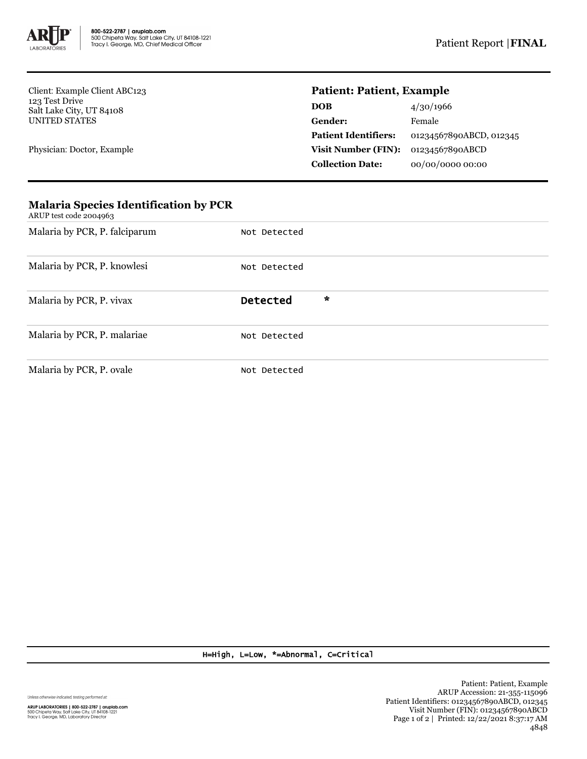800-522-2787 | aruplab.com
500 Chipeta Way, Salt Lake City, UT 84108-1221
Tracy I. George, MD, Chief Medical Officer

Patient Report | **FINAL**

Client: Example Client ABC123
123 Test Drive
Salt Lake City, UT 84108
UNITED STATES

Physician: Doctor, Example

## Patient: Patient, Example

| | |
|---|---|
| **DOB** | 4/30/1966 |
| **Gender:** | Female |
| **Patient Identifiers:** | 01234567890ABCD, 012345 |
| **Visit Number (FIN):** | 01234567890ABCD |
| **Collection Date:** | 00/00/0000 00:00 |

### Malaria Species Identification by PCR

ARUP test code 2004963

| Test | Result | Flag |
|---|---|---|
| Malaria by PCR, P. falciparum | Not Detected | |
| Malaria by PCR, P. knowlesi | Not Detected | |
| Malaria by PCR, P. vivax | **Detected** | * |
| Malaria by PCR, P. malariae | Not Detected | |
| Malaria by PCR, P. ovale | Not Detected | |

H=High, L=Low, *=Abnormal, C=Critical

*Unless otherwise indicated, testing performed at:*

**ARUP LABORATORIES | 800-522-2787 | aruplab.com**
500 Chipeta Way, Salt Lake City, UT 84108-1221
Tracy I. George, MD, Laboratory Director

Patient: Patient, Example
ARUP Accession: 21-355-115096
Patient Identifiers: 01234567890ABCD, 012345
Visit Number (FIN): 01234567890ABCD
Printed: 12/22/2021 8:37:17 AM
4848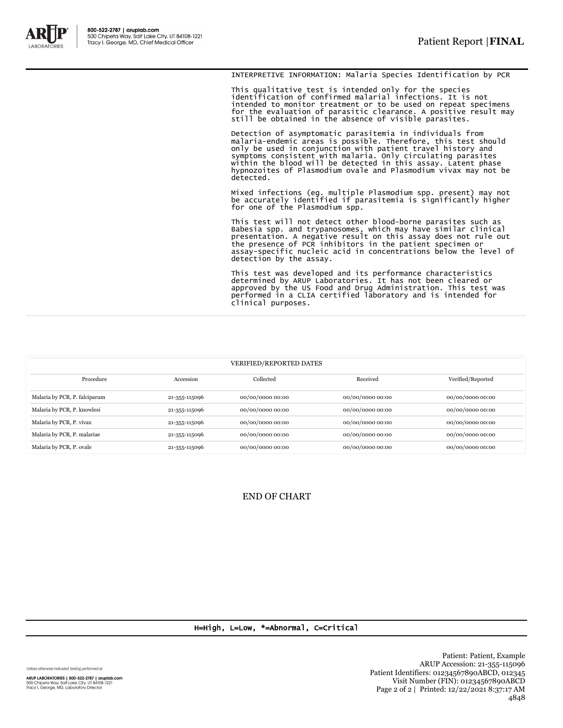INTERPRETIVE INFORMATION: Malaria Species Identification by PCR

This qualitative test is intended only for the species identification of confirmed malarial infections. It is not intended to monitor treatment or to be used on repeat specimens for the evaluation of parasitic clearance. A positive result may still be obtained in the absence of visible parasites.

Detection of asymptomatic parasitemia in individuals from malaria-endemic areas is possible. Therefore, this test should only be used in conjunction with patient travel history and symptoms consistent with malaria. Only circulating parasites within the blood will be detected in this assay. Latent phase hypnozoites of Plasmodium ovale and Plasmodium vivax may not be detected.

Mixed infections (eg. multiple Plasmodium spp. present) may not be accurately identified if parasitemia is significantly higher for one of the Plasmodium spp.

This test will not detect other blood-borne parasites such as Babesia spp. and trypanosomes, which may have similar clinical presentation. A negative result on this assay does not rule out the presence of PCR inhibitors in the patient specimen or assay-specific nucleic acid in concentrations below the level of detection by the assay.

This test was developed and its performance characteristics determined by ARUP Laboratories. It has not been cleared or approved by the US Food and Drug Administration. This test was performed in a CLIA certified laboratory and is intended for clinical purposes.

VERIFIED/REPORTED DATES

| Procedure | Accession | Collected | Received | Verified/Reported |
|---|---|---|---|---|
| Malaria by PCR, P. falciparum | 21-355-115096 | 00/00/0000 00:00 | 00/00/0000 00:00 | 00/00/0000 00:00 |
| Malaria by PCR, P. knowlesi | 21-355-115096 | 00/00/0000 00:00 | 00/00/0000 00:00 | 00/00/0000 00:00 |
| Malaria by PCR, P. vivax | 21-355-115096 | 00/00/0000 00:00 | 00/00/0000 00:00 | 00/00/0000 00:00 |
| Malaria by PCR, P. malariae | 21-355-115096 | 00/00/0000 00:00 | 00/00/0000 00:00 | 00/00/0000 00:00 |
| Malaria by PCR, P. ovale | 21-355-115096 | 00/00/0000 00:00 | 00/00/0000 00:00 | 00/00/0000 00:00 |

END OF CHART

H=High, L=Low, *=Abnormal, C=Critical